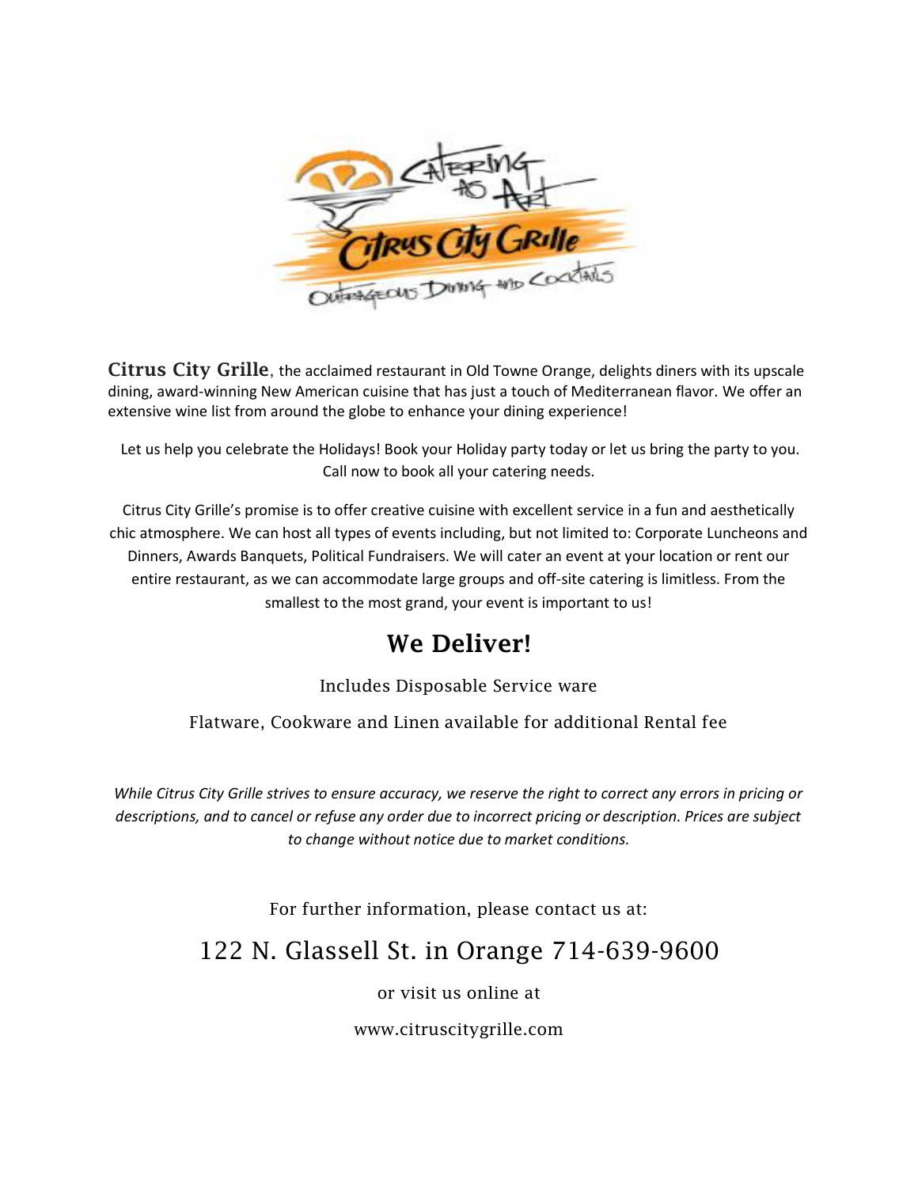**Citrus City Grille**, the acclaimed restaurant in Old Towne Orange, delights diners with its upscale dining, award-winning New American cuisine that has just a touch of Mediterranean flavor. We offer an extensive wine list from around the globe to enhance your dining experience!

Let us help you celebrate the Holidays! Book your Holiday party today or let us bring the party to you. Call now to book all your catering needs.

Citrus City Grille's promise is to offer creative cuisine with excellent service in a fun and aesthetically chic atmosphere. We can host all types of events including, but not limited to: Corporate Luncheons and Dinners, Awards Banquets, Political Fundraisers. We will cater an event at your location or rent our entire restaurant, as we can accommodate large groups and off-site catering is limitless. From the smallest to the most grand, your event is important to us!

## We Deliver!

Includes Disposable Service ware

Flatware, Cookware and Linen available for additional Rental fee

*While Citrus City Grille strives to ensure accuracy, we reserve the right to correct any errors in pricing or descriptions, and to cancel or refuse any order due to incorrect pricing or description. Prices are subject to change without notice due to market conditions.*

For further information, please contact us at:

122 N. Glassell St. in Orange 714-639-9600

or visit us online at

www.citruscitygrille.com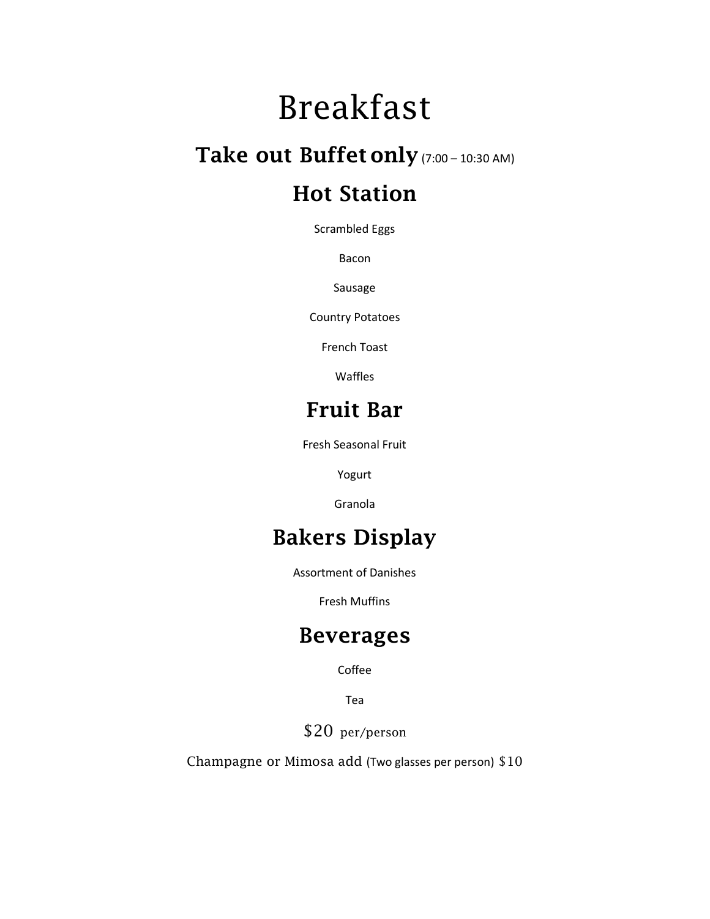# Breakfast

## Take out Buffet only (7:00 – 10:30 AM)

## Hot Station

Scrambled Eggs

Bacon

Sausage

Country Potatoes

French Toast

Waffles

## Fruit Bar

Fresh Seasonal Fruit

Yogurt

Granola

## Bakers Display

Assortment of Danishes

Fresh Muffins

## Beverages

Coffee

Tea

$20 per/person

Champagne or Mimosa add (Two glasses per person) $10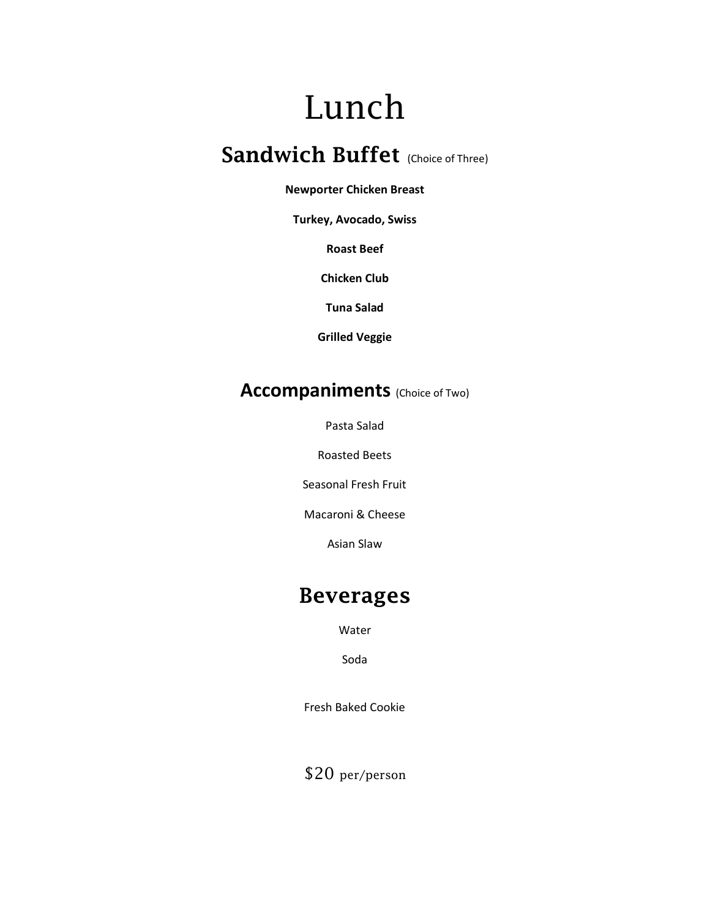# Lunch

## Sandwich Buffet (Choice of Three)

**Newporter Chicken Breast**

**Turkey, Avocado, Swiss**

**Roast Beef**

**Chicken Club**

**Tuna Salad**

**Grilled Veggie**

## Accompaniments (Choice of Two)

Pasta Salad

Roasted Beets

Seasonal Fresh Fruit

Macaroni & Cheese

Asian Slaw

## Beverages

Water

Soda

Fresh Baked Cookie

$20 per/person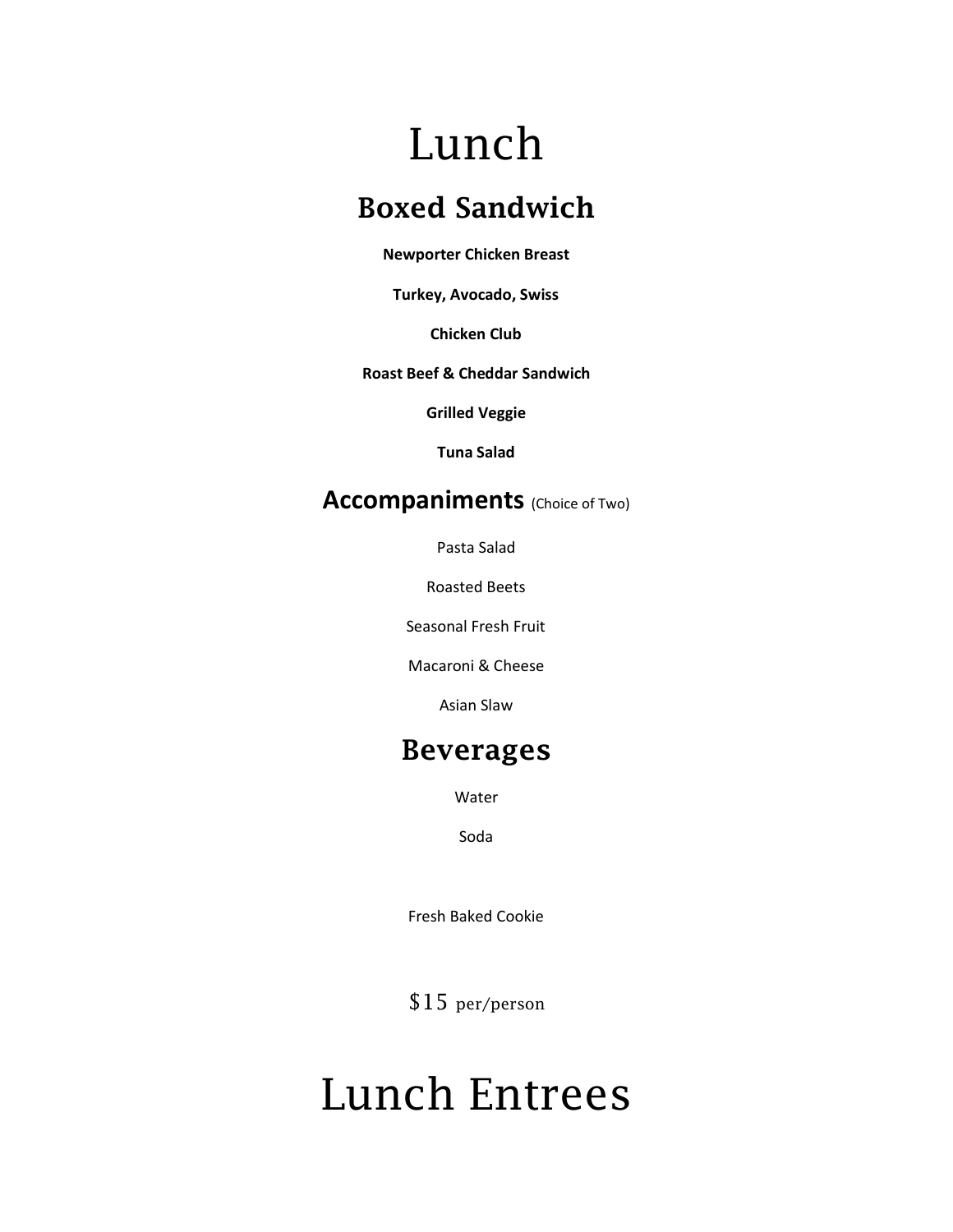# Lunch

## Boxed Sandwich

**Newporter Chicken Breast**

**Turkey, Avocado, Swiss**

**Chicken Club**

**Roast Beef & Cheddar Sandwich**

**Grilled Veggie**

**Tuna Salad**

## Accompaniments (Choice of Two)

Pasta Salad

Roasted Beets

Seasonal Fresh Fruit

Macaroni & Cheese

Asian Slaw

## Beverages

Water

Soda

Fresh Baked Cookie

$15 per/person

# Lunch Entrees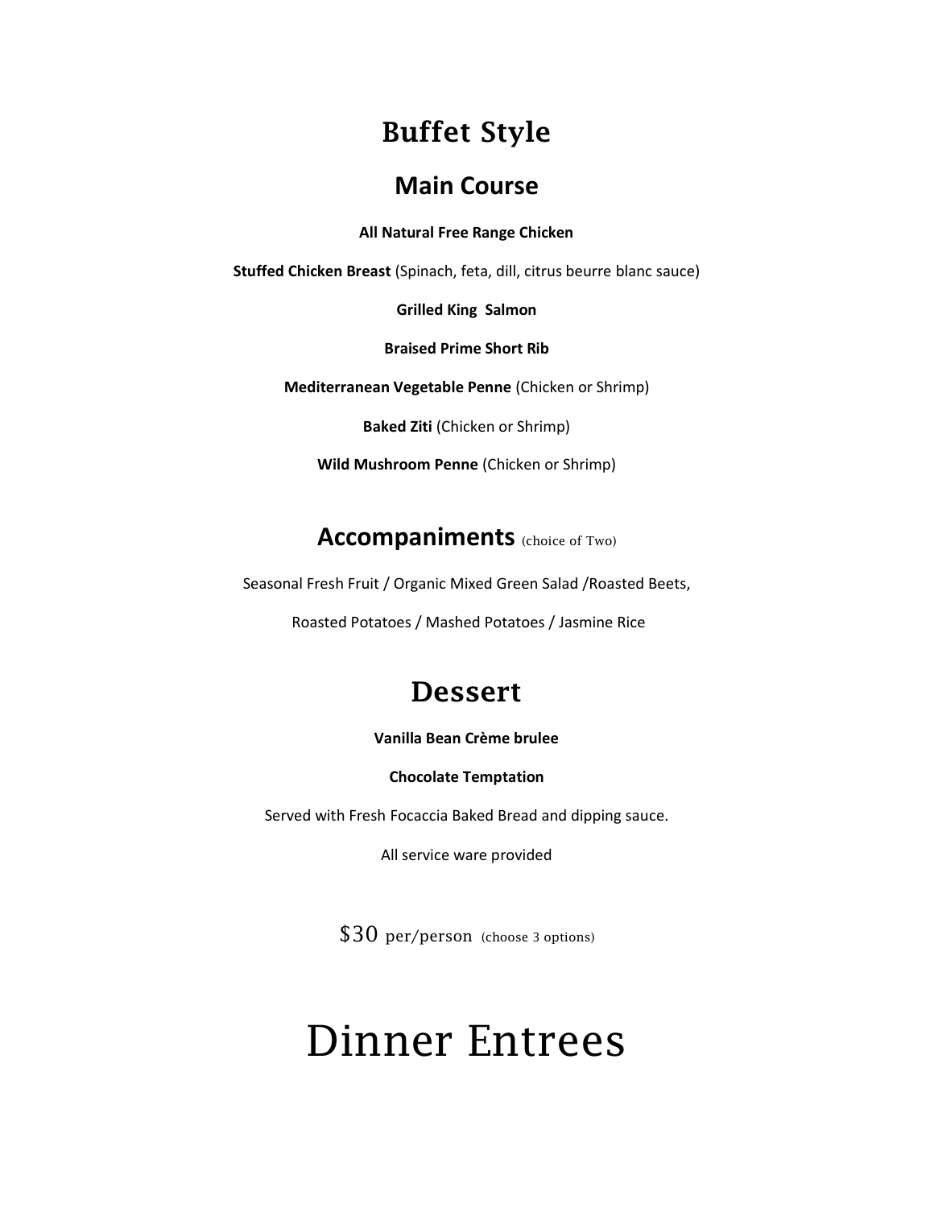# Buffet Style

## Main Course

**All Natural Free Range Chicken**

**Stuffed Chicken Breast** (Spinach, feta, dill, citrus beurre blanc sauce)

**Grilled King Salmon**

**Braised Prime Short Rib**

**Mediterranean Vegetable Penne** (Chicken or Shrimp)

**Baked Ziti** (Chicken or Shrimp)

**Wild Mushroom Penne** (Chicken or Shrimp)

## Accompaniments (choice of Two)

Seasonal Fresh Fruit / Organic Mixed Green Salad /Roasted Beets,

Roasted Potatoes / Mashed Potatoes / Jasmine Rice

## Dessert

**Vanilla Bean Crème brulee**

**Chocolate Temptation**

Served with Fresh Focaccia Baked Bread and dipping sauce.

All service ware provided

$30 per/person (choose 3 options)

# Dinner Entrees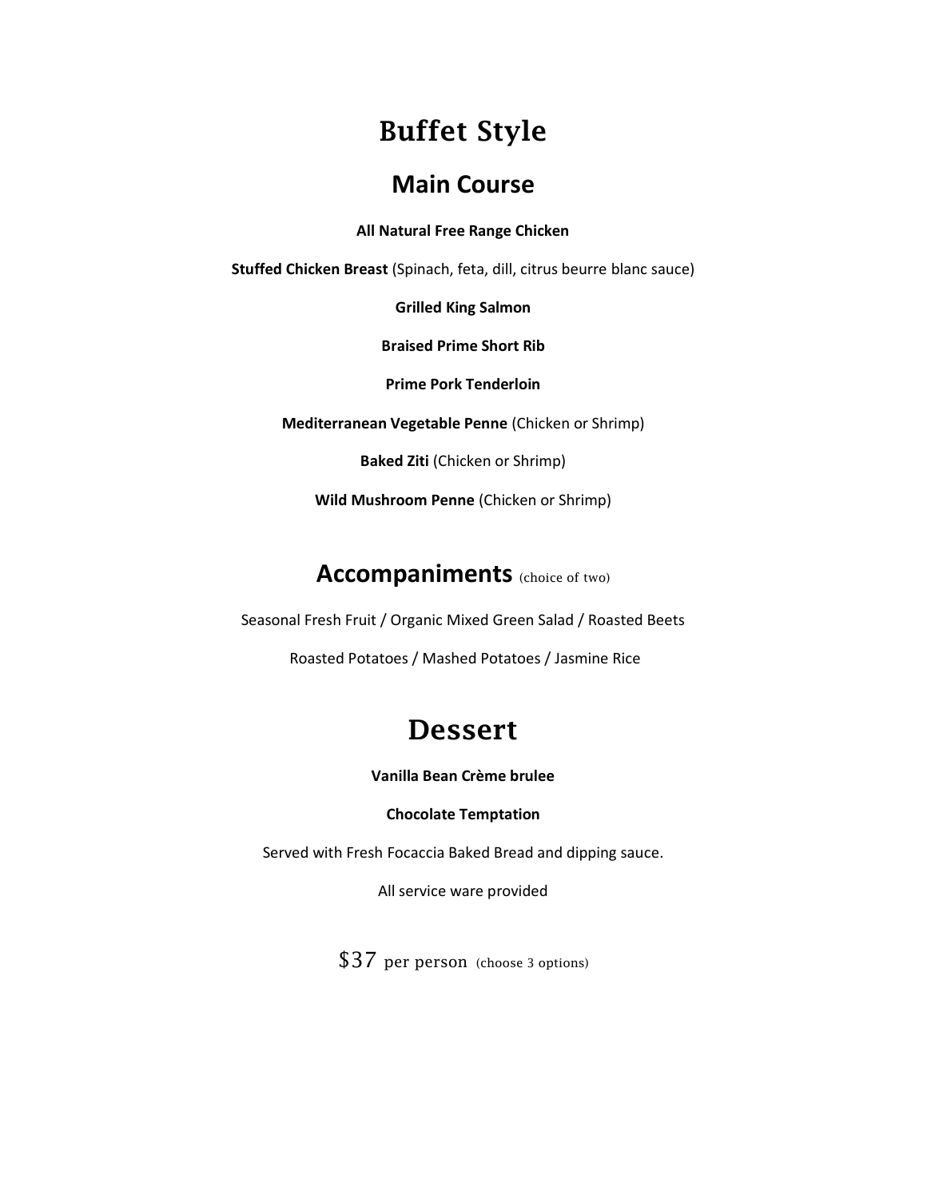# Buffet Style

## Main Course

**All Natural Free Range Chicken**

**Stuffed Chicken Breast** (Spinach, feta, dill, citrus beurre blanc sauce)

**Grilled King Salmon**

**Braised Prime Short Rib**

**Prime Pork Tenderloin**

**Mediterranean Vegetable Penne** (Chicken or Shrimp)

**Baked Ziti** (Chicken or Shrimp)

**Wild Mushroom Penne** (Chicken or Shrimp)

## Accompaniments (choice of two)

Seasonal Fresh Fruit / Organic Mixed Green Salad / Roasted Beets

Roasted Potatoes / Mashed Potatoes / Jasmine Rice

## Dessert

**Vanilla Bean Crème brulee**

**Chocolate Temptation**

Served with Fresh Focaccia Baked Bread and dipping sauce.

All service ware provided

$37 per person (choose 3 options)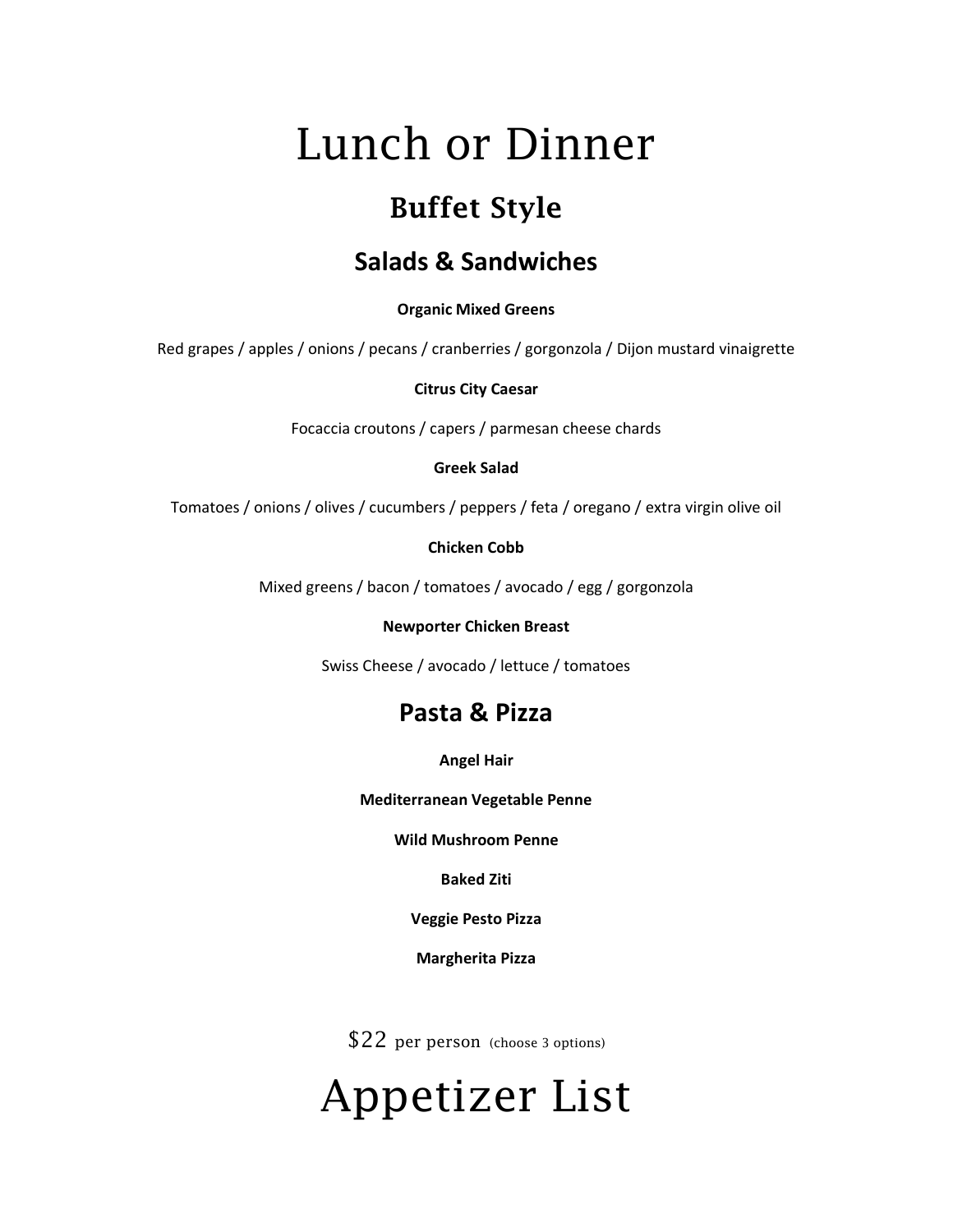# Lunch or Dinner

## Buffet Style

### Salads & Sandwiches

**Organic Mixed Greens**

Red grapes / apples / onions / pecans / cranberries / gorgonzola / Dijon mustard vinaigrette

**Citrus City Caesar**

Focaccia croutons / capers / parmesan cheese chards

**Greek Salad**

Tomatoes / onions / olives / cucumbers / peppers / feta / oregano / extra virgin olive oil

**Chicken Cobb**

Mixed greens / bacon / tomatoes / avocado / egg / gorgonzola

**Newporter Chicken Breast**

Swiss Cheese / avocado / lettuce / tomatoes

### Pasta & Pizza

**Angel Hair**

**Mediterranean Vegetable Penne**

**Wild Mushroom Penne**

**Baked Ziti**

**Veggie Pesto Pizza**

**Margherita Pizza**

$22 per person (choose 3 options)

# Appetizer List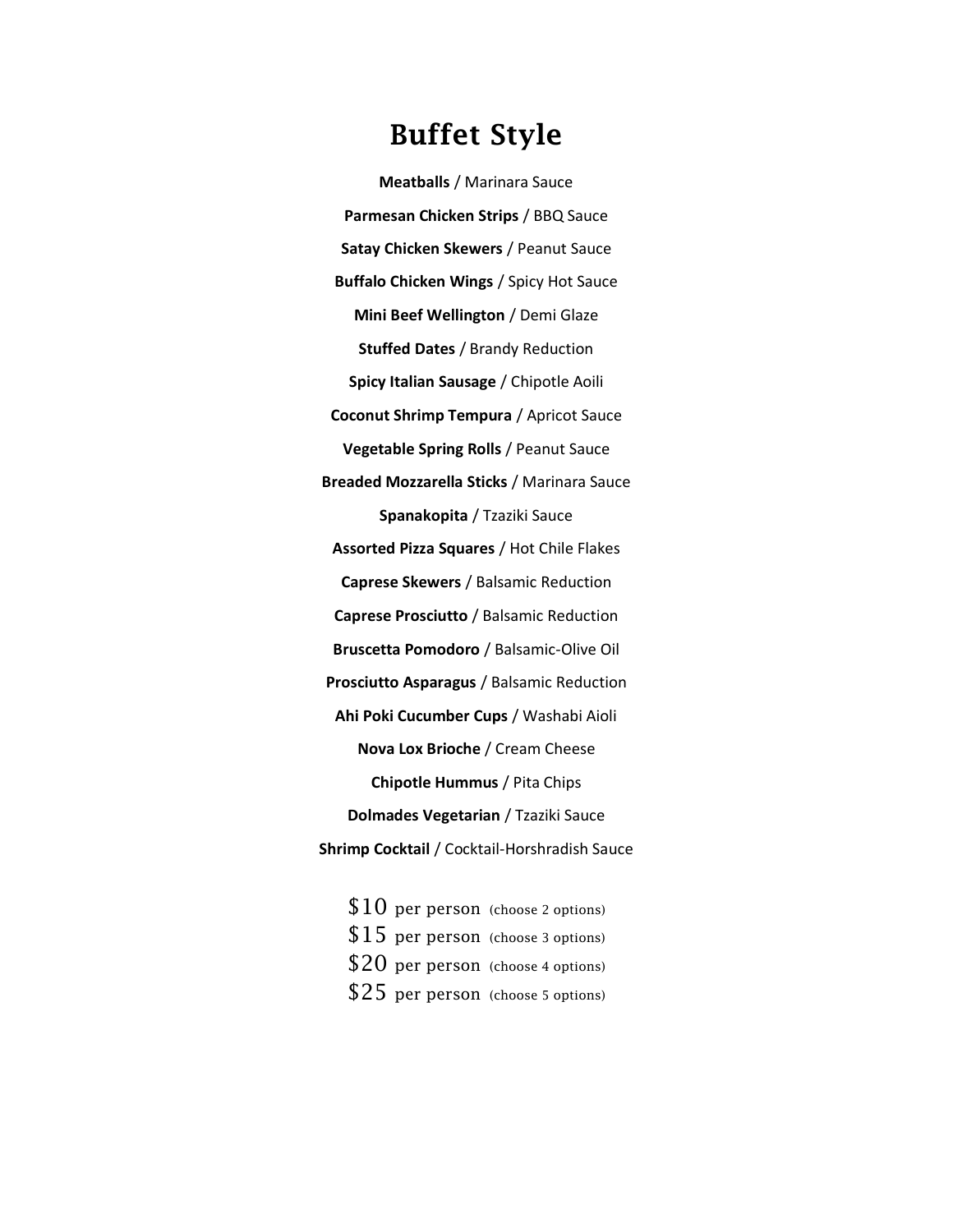# Buffet Style

**Meatballs** / Marinara Sauce

**Parmesan Chicken Strips** / BBQ Sauce

**Satay Chicken Skewers** / Peanut Sauce

**Buffalo Chicken Wings** / Spicy Hot Sauce

**Mini Beef Wellington** / Demi Glaze

**Stuffed Dates** / Brandy Reduction

**Spicy Italian Sausage** / Chipotle Aoili

**Coconut Shrimp Tempura** / Apricot Sauce

**Vegetable Spring Rolls** / Peanut Sauce

**Breaded Mozzarella Sticks** / Marinara Sauce

**Spanakopita** / Tzaziki Sauce

**Assorted Pizza Squares** / Hot Chile Flakes

**Caprese Skewers** / Balsamic Reduction

**Caprese Prosciutto** / Balsamic Reduction

**Bruscetta Pomodoro** / Balsamic-Olive Oil

**Prosciutto Asparagus** / Balsamic Reduction

**Ahi Poki Cucumber Cups** / Washabi Aioli

**Nova Lox Brioche** / Cream Cheese

**Chipotle Hummus** / Pita Chips

**Dolmades Vegetarian** / Tzaziki Sauce

**Shrimp Cocktail** / Cocktail-Horshradish Sauce

$10 per person (choose 2 options)

$15 per person (choose 3 options)

$20 per person (choose 4 options)

$25 per person (choose 5 options)